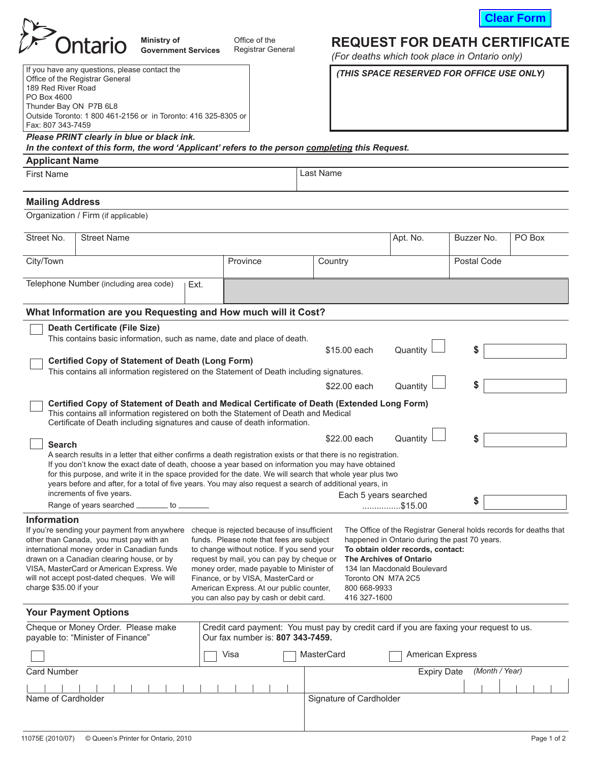Clear Form

Ontario

**Ministry of Government Services**

Office of the Registrar General

# REQUEST FOR DEATH CERTIFICATE

*(For deaths which took place in Ontario only)*

If you have any questions, please contact the
Office of the Registrar General
189 Red River Road
PO Box 4600
Thunder Bay ON P7B 6L8
Outside Toronto: 1 800 461-2156 or in Toronto: 416 325-8305 or
Fax: 807 343-7459

***(THIS SPACE RESERVED FOR OFFICE USE ONLY)***

***Please PRINT clearly in blue or black ink.***
***In the context of this form, the word 'Applicant' refers to the person completing this Request.***

## Applicant Name

| First Name | Last Name |
|---|---|
| | |

## Mailing Address

Organization / Firm (if applicable)

| Street No. | Street Name | Apt. No. | Buzzer No. | PO Box |
|---|---|---|---|---|
| | | | | |

| City/Town | Province | Country | Postal Code |
|---|---|---|---|
| | | | |

| Telephone Number (including area code) | Ext. |
|---|---|
| | |

## What Information are you Requesting and How much will it Cost?

☐ **Death Certificate (File Size)**
This contains basic information, such as name, date and place of death.
$15.00 each Quantity ☐ $ ____

☐ **Certified Copy of Statement of Death (Long Form)**
This contains all information registered on the Statement of Death including signatures.
$22.00 each Quantity ☐ $ ____

☐ **Certified Copy of Statement of Death and Medical Certificate of Death (Extended Long Form)**
This contains all information registered on both the Statement of Death and Medical Certificate of Death including signatures and cause of death information.
$22.00 each Quantity ☐ $ ____

☐ **Search**
A search results in a letter that either confirms a death registration exists or that there is no registration. If you don't know the exact date of death, choose a year based on information you may have obtained for this purpose, and write it in the space provided for the date. We will search that whole year plus two years before and after, for a total of five years. You may also request a search of additional years, in increments of five years.

Range of years searched _______ to _______

Each 5 years searched ................$15.00 $ ____

## Information

If you're sending your payment from anywhere other than Canada, you must pay with an international money order in Canadian funds drawn on a Canadian clearing house, or by VISA, MasterCard or American Express. We will not accept post-dated cheques. We will charge $35.00 if your cheque is rejected because of insufficient funds. Please note that fees are subject to change without notice. If you send your request by mail, you can pay by cheque or money order, made payable to Minister of Finance, or by VISA, MasterCard or American Express. At our public counter, you can also pay by cash or debit card.

The Office of the Registrar General holds records for deaths that happened in Ontario during the past 70 years.
**To obtain older records, contact:**
**The Archives of Ontario**
134 Ian Macdonald Boulevard
Toronto ON M7A 2C5
800 668-9933
416 327-1600

## Your Payment Options

Cheque or Money Order. Please make payable to: "Minister of Finance" ☐

Credit card payment: You must pay by credit card if you are faxing your request to us. Our fax number is: **807 343-7459.**

☐ Visa ☐ MasterCard ☐ American Express

| Card Number | Expiry Date *(Month / Year)* |
|---|---|
| | |

| Name of Cardholder | Signature of Cardholder |
|---|---|
| | |

11075E (2010/07) © Queen's Printer for Ontario, 2010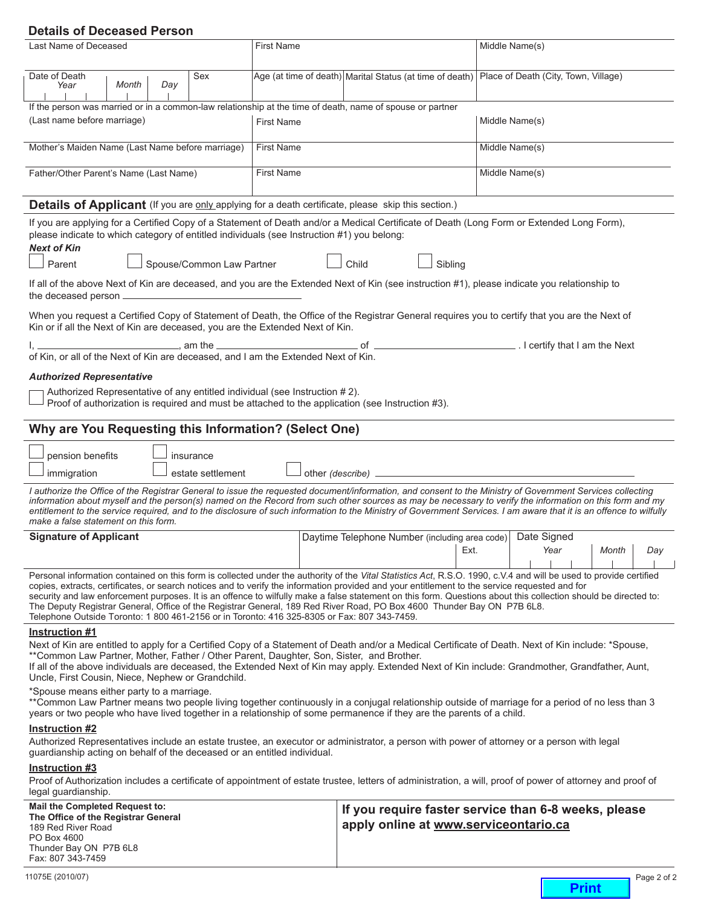## Details of Deceased Person

| Last Name of Deceased | | | | First Name | | Middle Name(s) |
|---|---|---|---|---|---|---|
| Date of Death Year | Month | Day | Sex | Age (at time of death) | Marital Status (at time of death) | Place of Death (City, Town, Village) |

If the person was married or in a common-law relationship at the time of death, name of spouse or partner

| | | |
|---|---|---|
| (Last name before marriage) | First Name | Middle Name(s) |
| Mother's Maiden Name (Last Name before marriage) | First Name | Middle Name(s) |
| Father/Other Parent's Name (Last Name) | First Name | Middle Name(s) |

## Details of Applicant (If you are only applying for a death certificate, please skip this section.)

If you are applying for a Certified Copy of a Statement of Death and/or a Medical Certificate of Death (Long Form or Extended Long Form), please indicate to which category of entitled individuals (see Instruction #1) you belong:

***Next of Kin***

☐ Parent ☐ Spouse/Common Law Partner ☐ Child ☐ Sibling

If all of the above Next of Kin are deceased, and you are the Extended Next of Kin (see instruction #1), please indicate you relationship to the deceased person ____________________

When you request a Certified Copy of Statement of Death, the Office of the Registrar General requires you to certify that you are the Next of Kin or if all the Next of Kin are deceased, you are the Extended Next of Kin.

I, ____________________, am the ____________________ of ____________________. I certify that I am the Next of Kin, or all of the Next of Kin are deceased, and I am the Extended Next of Kin.

***Authorized Representative***

☐ Authorized Representative of any entitled individual (see Instruction # 2).
Proof of authorization is required and must be attached to the application (see Instruction #3).

## Why are You Requesting this Information? (Select One)

☐ pension benefits ☐ insurance
☐ immigration ☐ estate settlement ☐ other *(describe)* ____________________

*I authorize the Office of the Registrar General to issue the requested document/information, and consent to the Ministry of Government Services collecting information about myself and the person(s) named on the Record from such other sources as may be necessary to verify the information on this form and my entitlement to the service requested, and to the disclosure of such information to the Ministry of Government Services. I am aware that it is an offence to wilfully make a false statement on this form.*

| Signature of Applicant | Daytime Telephone Number (including area code) | Ext. | Date Signed Year | Month | Day |
|---|---|---|---|---|---|
| | | | | | |

Personal information contained on this form is collected under the authority of the *Vital Statistics Act*, R.S.O. 1990, c.V.4 and will be used to provide certified copies, extracts, certificates, or search notices and to verify the information provided and your entitlement to the service requested and for security and law enforcement purposes. It is an offence to wilfully make a false statement on this form. Questions about this collection should be directed to: The Deputy Registrar General, Office of the Registrar General, 189 Red River Road, PO Box 4600 Thunder Bay ON P7B 6L8. Telephone Outside Toronto: 1 800 461-2156 or in Toronto: 416 325-8305 or Fax: 807 343-7459.

### Instruction #1

Next of Kin are entitled to apply for a Certified Copy of a Statement of Death and/or a Medical Certificate of Death. Next of Kin include: *Spouse, **Common Law Partner, Mother, Father / Other Parent, Daughter, Son, Sister, and Brother.
If all of the above individuals are deceased, the Extended Next of Kin may apply. Extended Next of Kin include: Grandmother, Grandfather, Aunt, Uncle, First Cousin, Niece, Nephew or Grandchild.

*Spouse means either party to a marriage.
**Common Law Partner means two people living together continuously in a conjugal relationship outside of marriage for a period of no less than 3 years or two people who have lived together in a relationship of some permanence if they are the parents of a child.

### Instruction #2

Authorized Representatives include an estate trustee, an executor or administrator, a person with power of attorney or a person with legal guardianship acting on behalf of the deceased or an entitled individual.

### Instruction #3

Proof of Authorization includes a certificate of appointment of estate trustee, letters of administration, a will, proof of power of attorney and proof of legal guardianship.

**Mail the Completed Request to:**
**The Office of the Registrar General**
189 Red River Road
PO Box 4600
Thunder Bay ON P7B 6L8
Fax: 807 343-7459

**If you require faster service than 6-8 weeks, please apply online at www.serviceontario.ca**

11075E (2010/07)

Print